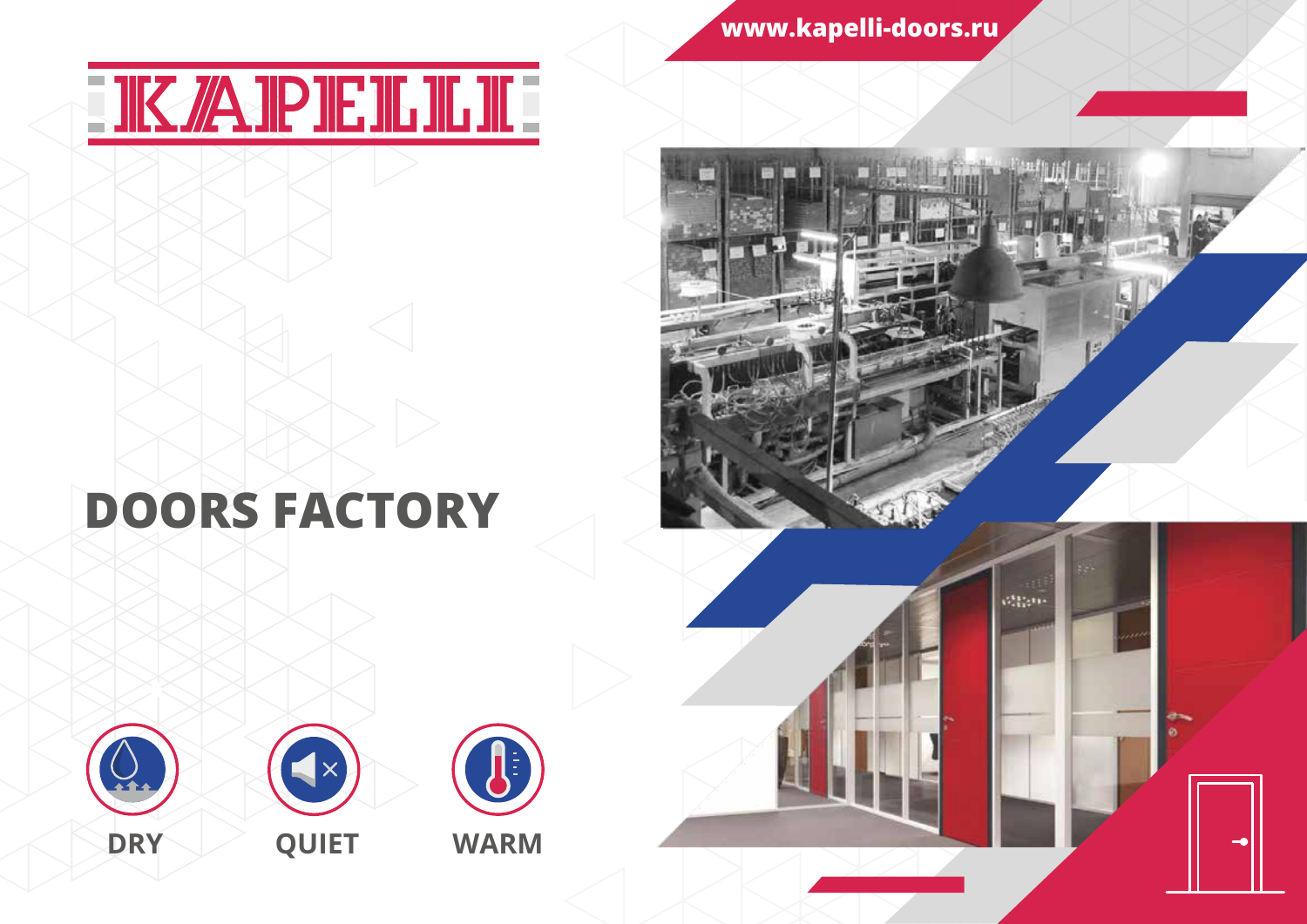www.kapelli-doors.ru

# KAPELLI

## DOORS FACTORY

DRY

QUIET

WARM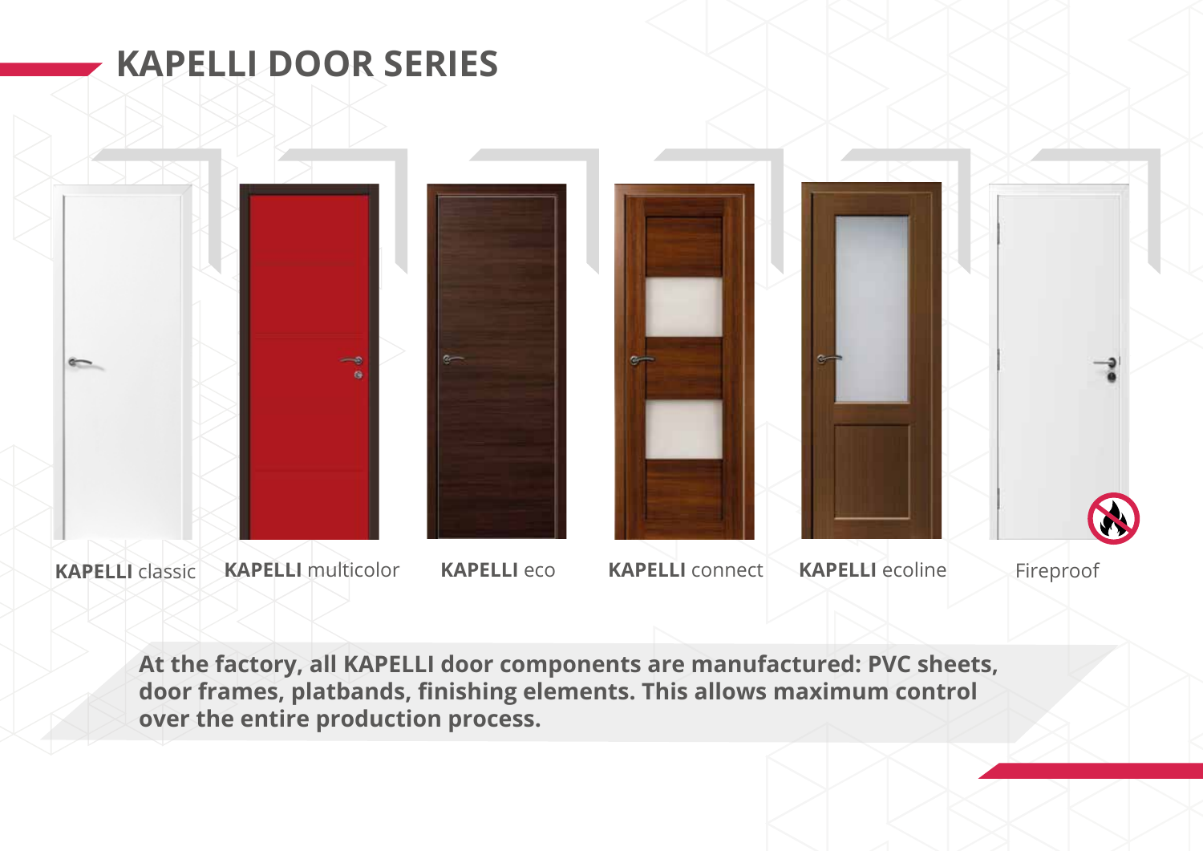# KAPELLI DOOR SERIES

**KAPELLI** classic

**KAPELLI** multicolor

**KAPELLI** eco

**KAPELLI** connect

**KAPELLI** ecoline

Fireproof

**At the factory, all KAPELLI door components are manufactured: PVC sheets, door frames, platbands, finishing elements. This allows maximum control over the entire production process.**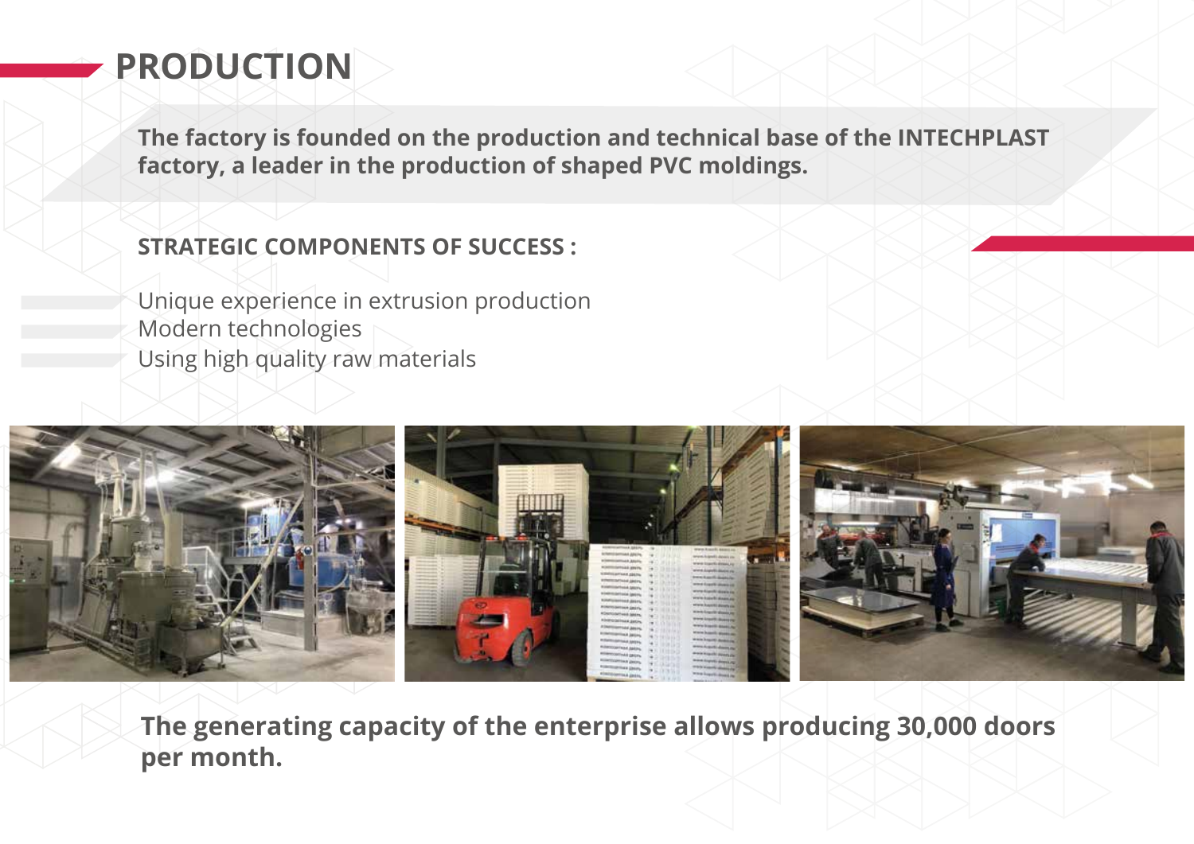# PRODUCTION

**The factory is founded on the production and technical base of the INTECHPLAST factory, a leader in the production of shaped PVC moldings.**

**STRATEGIC COMPONENTS OF SUCCESS :**

- Unique experience in extrusion production
- Modern technologies
- Using high quality raw materials

**The generating capacity of the enterprise allows producing 30,000 doors per month.**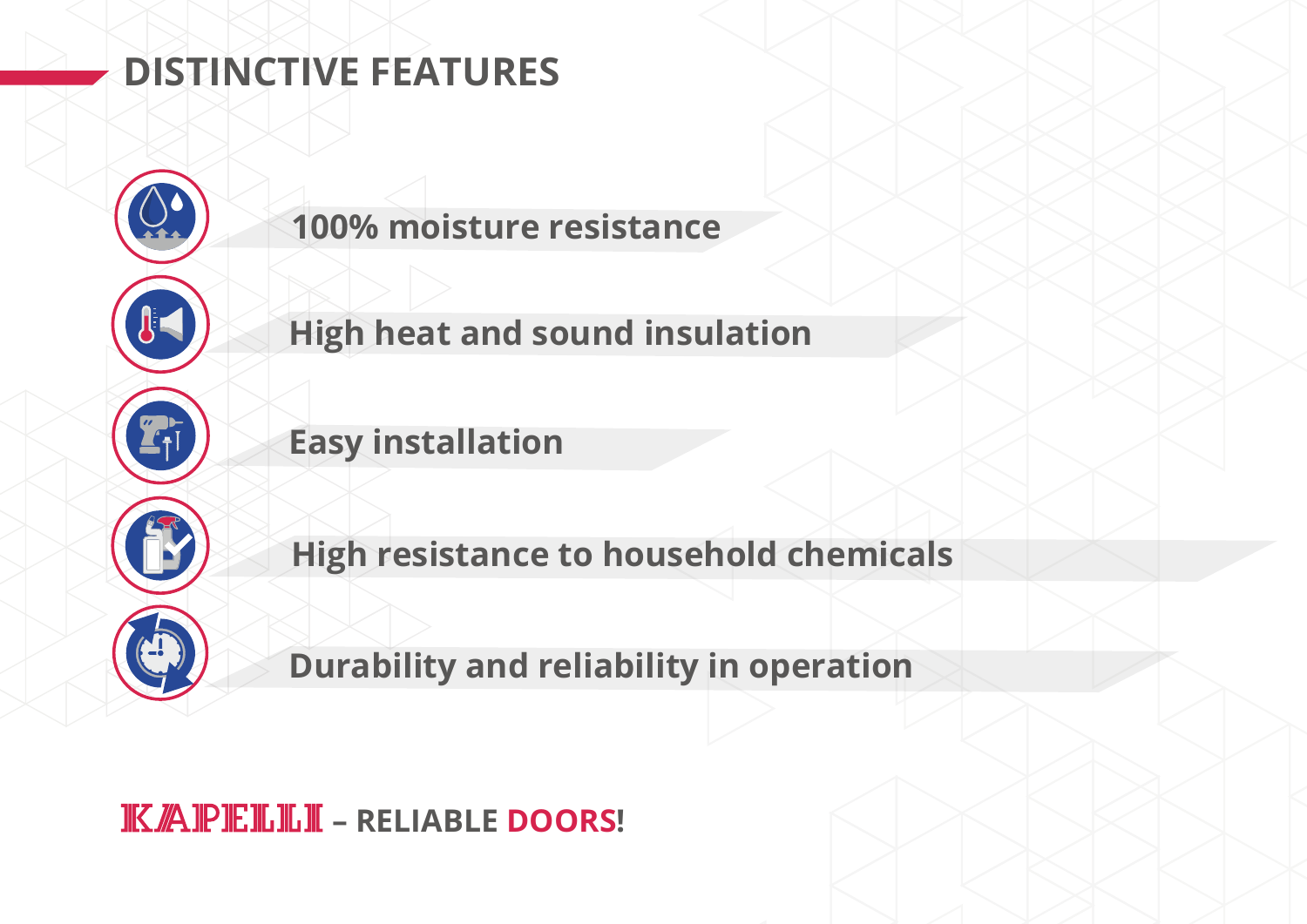## DISTINCTIVE FEATURES

- 100% moisture resistance
- High heat and sound insulation
- Easy installation
- High resistance to household chemicals
- Durability and reliability in operation

**KAPELLI – RELIABLE DOORS!**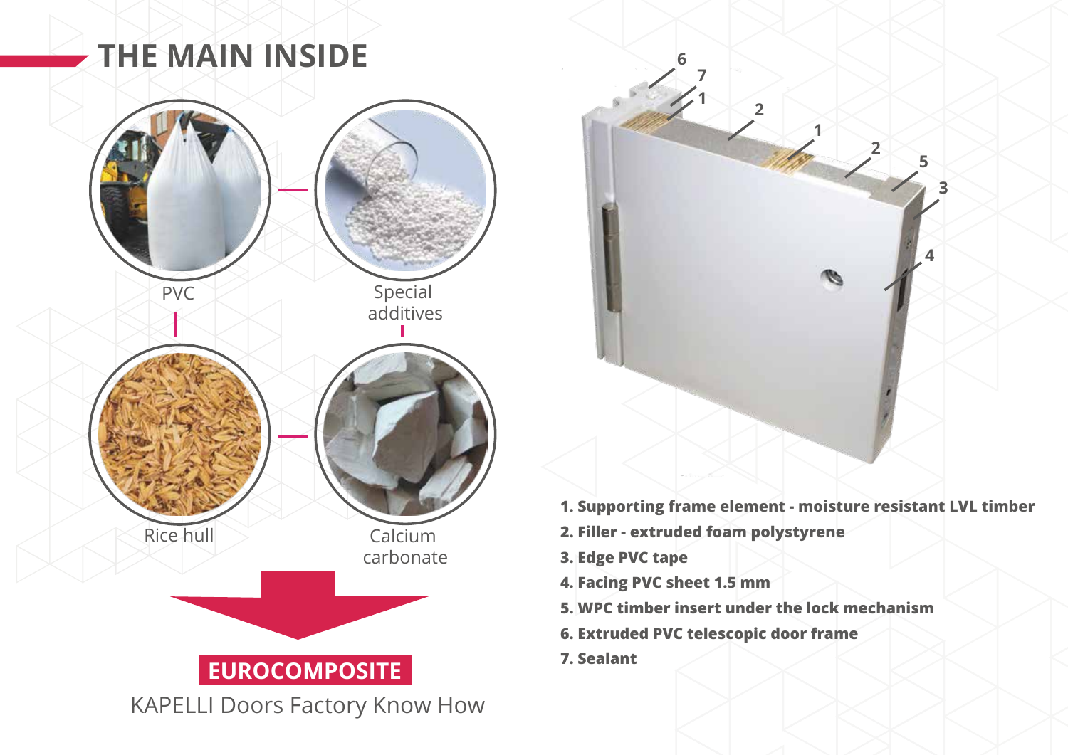# THE MAIN INSIDE

PVC

Special additives

Rice hull

Calcium carbonate

**EUROCOMPOSITE**

KAPELLI Doors Factory Know How

1. **Supporting frame element - moisture resistant LVL timber**
2. **Filler - extruded foam polystyrene**
3. **Edge PVC tape**
4. **Facing PVC sheet 1.5 mm**
5. **WPC timber insert under the lock mechanism**
6. **Extruded PVC telescopic door frame**
7. **Sealant**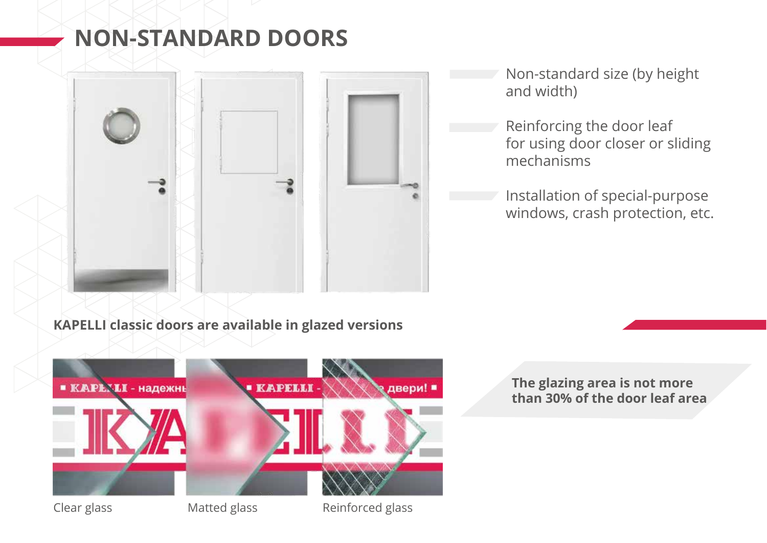# NON-STANDARD DOORS

- Non-standard size (by height and width)
- Reinforcing the door leaf for using door closer or sliding mechanisms
- Installation of special-purpose windows, crash protection, etc.

**KAPELLI classic doors are available in glazed versions**

**The glazing area is not more than 30% of the door leaf area**

Clear glass

Matted glass

Reinforced glass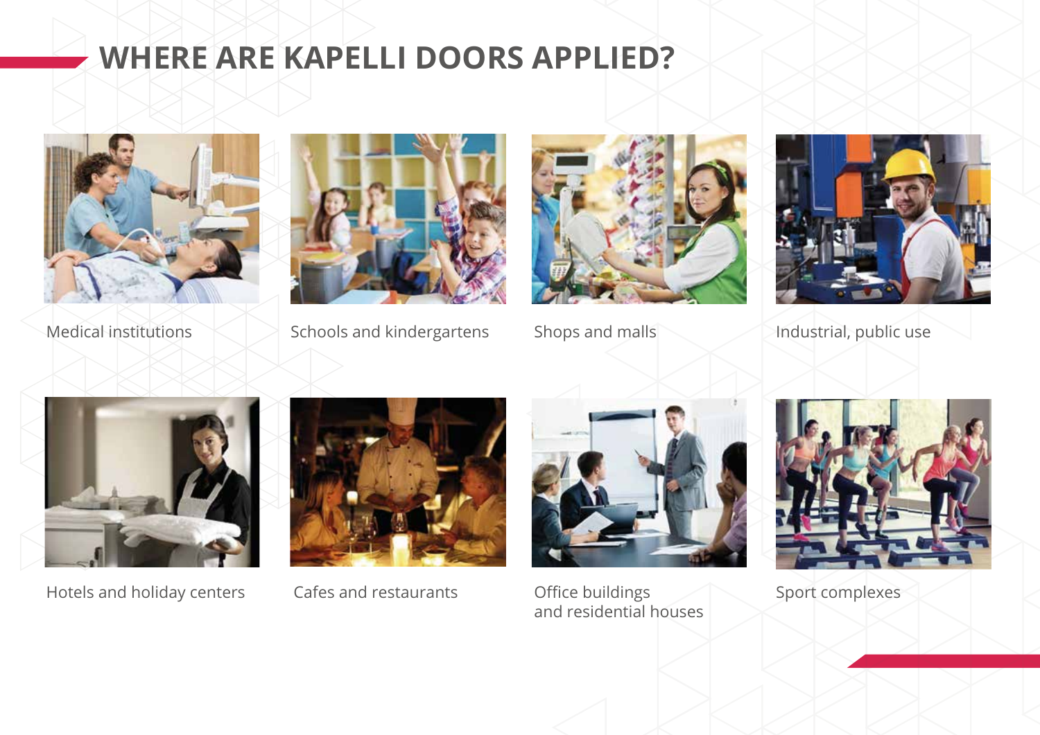# WHERE ARE KAPELLI DOORS APPLIED?

Medical institutions

Schools and kindergartens

Shops and malls

Industrial, public use

Hotels and holiday centers

Cafes and restaurants

Office buildings
and residential houses

Sport complexes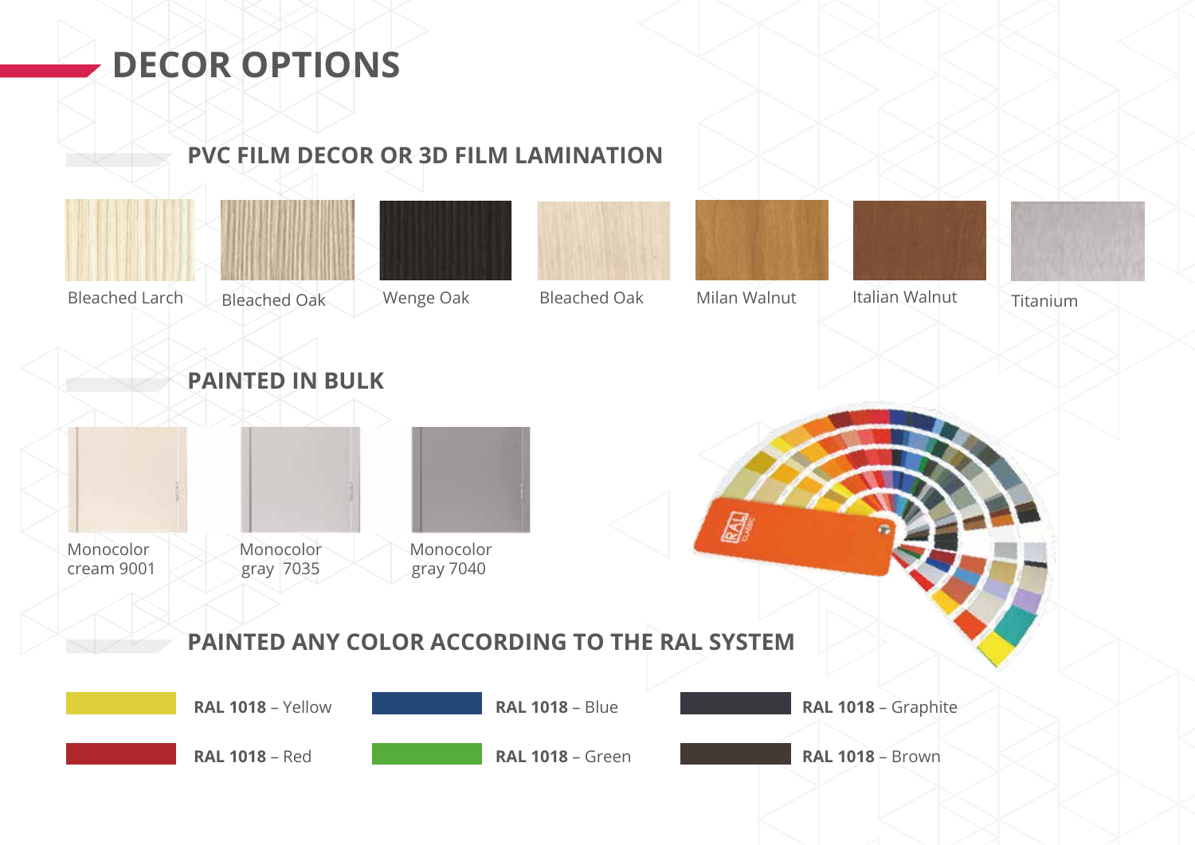# DECOR OPTIONS

## PVC FILM DECOR OR 3D FILM LAMINATION

Bleached Larch

Bleached Oak

Wenge Oak

Bleached Oak

Milan Walnut

Italian Walnut

Titanium

## PAINTED IN BULK

Monocolor cream 9001

Monocolor gray 7035

Monocolor gray 7040

## PAINTED ANY COLOR ACCORDING TO THE RAL SYSTEM

**RAL 1018** – Yellow

**RAL 1018** – Blue

**RAL 1018** – Graphite

**RAL 1018** – Red

**RAL 1018** – Green

**RAL 1018** – Brown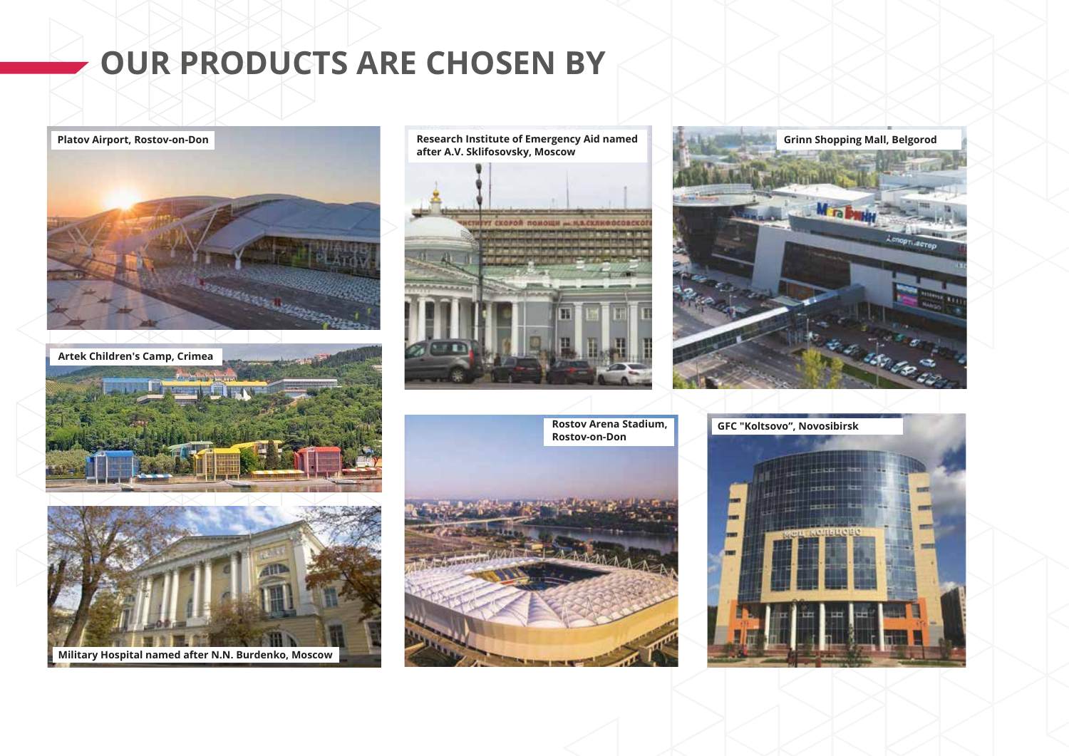# OUR PRODUCTS ARE CHOSEN BY

Platov Airport, Rostov-on-Don

Research Institute of Emergency Aid named after A.V. Sklifosovsky, Moscow

Grinn Shopping Mall, Belgorod

Artek Children's Camp, Crimea

Rostov Arena Stadium, Rostov-on-Don

GFC "Koltsovo", Novosibirsk

Military Hospital named after N.N. Burdenko, Moscow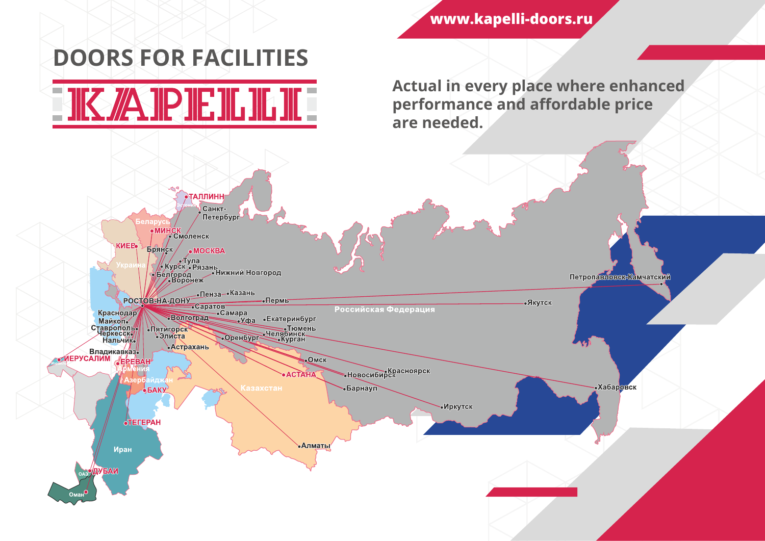www.kapelli-doors.ru

# DOORS FOR FACILITIES

KAPELLI

**Actual in every place where enhanced performance and affordable price are needed.**

ТАЛЛИНН
Эстония
Санкт-Петербург
Беларусь
МИНСК
Смоленск
КИЕВ
Брянск
МОСКВА
Тула
Украина
Курск
Рязань
Белгород
Нижний Новгород
Воронеж
Пенза
Казань
РОСТОВ-НА-ДОНУ
Пермь
Саратов
Краснодар
Самара
Майкоп
Волгоград
Уфа
Екатеринбург
Ставрополь
Пятигорск
Тюмень
Черкесск
Элиста
Челябинск
Нальчик
Оренбург
Курган
Астрахань
Владикавказ
ИЕРУСАЛИМ
Израиль
ЕРЕВАН
Армения
Азербайджан
БАКУ
ТЕГЕРАН
Иран
ОАЭ
ДУБАИ
Оман
АСТАНА
Казахстан
Алматы
Омск
Новосибирск
Красноярск
Барнаул
Иркутск
Российская Федерация
Якутск
Петропавловск-Камчатский
Хабаровск